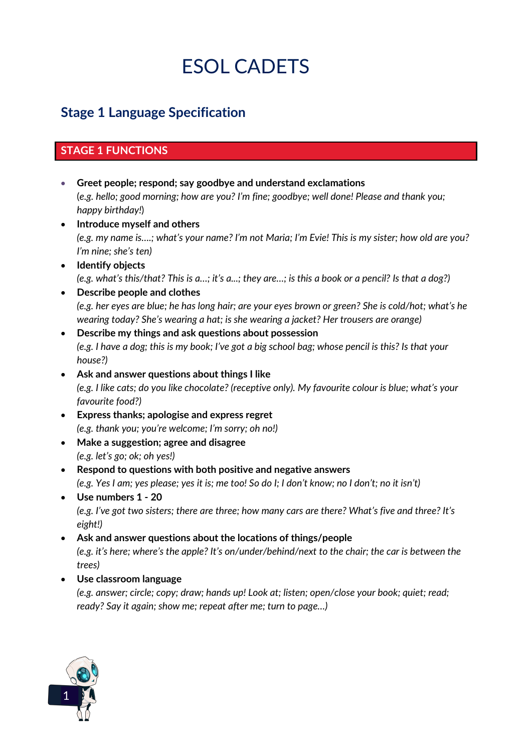# ESOL CADETS

## Stage 1 Language Specification

### STAGE 1 FUNCTIONS

- **Greet people; respond; say goodbye and understand exclamations**
  (*e.g. hello; good morning; how are you? I'm fine; goodbye; well done! Please and thank you; happy birthday!*)
- **Introduce myself and others**
  *(e.g. my name is….; what's your name? I'm not Maria; I'm Evie! This is my sister; how old are you? I'm nine; she's ten)*
- **Identify objects**
  *(e.g. what's this/that? This is a…; it's a…; they are…; is this a book or a pencil? Is that a dog?)*
- **Describe people and clothes**
  *(e.g. her eyes are blue; he has long hair; are your eyes brown or green? She is cold/hot; what's he wearing today? She's wearing a hat; is she wearing a jacket? Her trousers are orange)*
- **Describe my things and ask questions about possession**
  *(e.g. I have a dog; this is my book; I've got a big school bag; whose pencil is this? Is that your house?)*
- **Ask and answer questions about things I like**
  *(e.g. I like cats; do you like chocolate? (receptive only). My favourite colour is blue; what's your favourite food?)*
- **Express thanks; apologise and express regret**
  *(e.g. thank you; you're welcome; I'm sorry; oh no!)*
- **Make a suggestion; agree and disagree**
  *(e.g. let's go; ok; oh yes!)*
- **Respond to questions with both positive and negative answers**
  *(e.g. Yes I am; yes please; yes it is; me too! So do I; I don't know; no I don't; no it isn't)*
- **Use numbers 1 - 20**
  *(e.g. I've got two sisters; there are three; how many cars are there? What's five and three? It's eight!)*
- **Ask and answer questions about the locations of things/people**
  *(e.g. it's here; where's the apple? It's on/under/behind/next to the chair; the car is between the trees)*
- **Use classroom language**
  *(e.g. answer; circle; copy; draw; hands up! Look at; listen; open/close your book; quiet; read; ready? Say it again; show me; repeat after me; turn to page…)*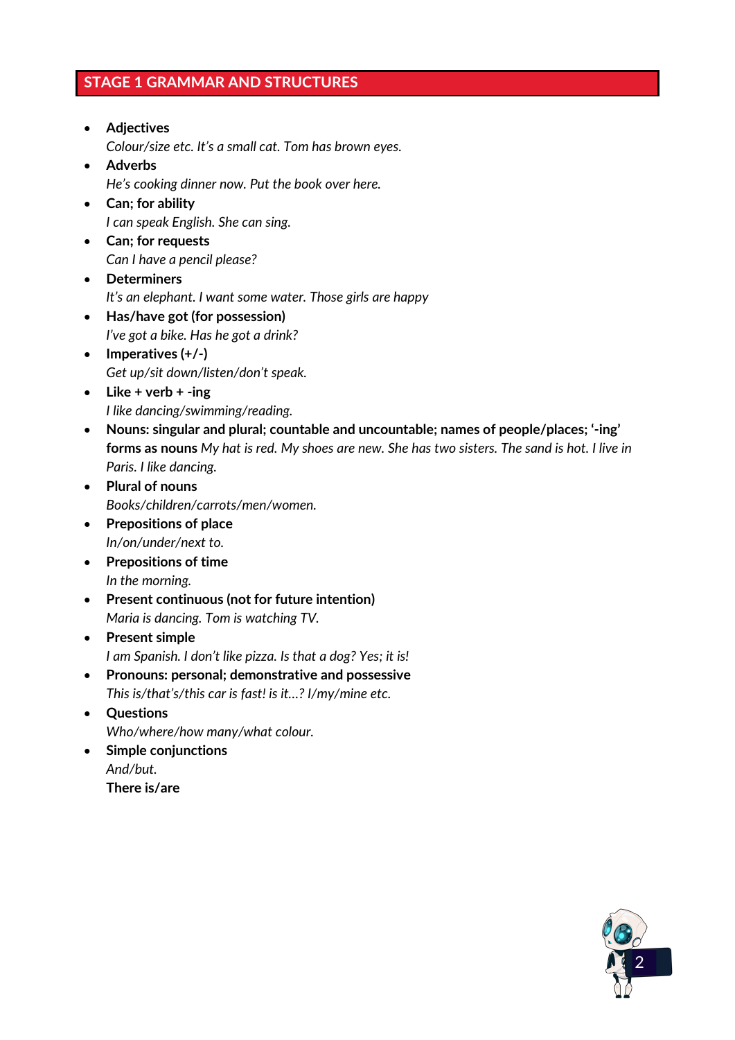## STAGE 1 GRAMMAR AND STRUCTURES

- **Adjectives**
  *Colour/size etc. It's a small cat. Tom has brown eyes.*
- **Adverbs**
  *He's cooking dinner now. Put the book over here.*
- **Can; for ability**
  *I can speak English. She can sing.*
- **Can; for requests**
  *Can I have a pencil please?*
- **Determiners**
  *It's an elephant. I want some water. Those girls are happy*
- **Has/have got (for possession)**
  *I've got a bike. Has he got a drink?*
- **Imperatives (+/-)**
  *Get up/sit down/listen/don't speak.*
- **Like + verb + -ing**
  *I like dancing/swimming/reading.*
- **Nouns: singular and plural; countable and uncountable; names of people/places; '-ing' forms as nouns** *My hat is red. My shoes are new. She has two sisters. The sand is hot. I live in Paris. I like dancing.*
- **Plural of nouns**
  *Books/children/carrots/men/women.*
- **Prepositions of place**
  *In/on/under/next to.*
- **Prepositions of time**
  *In the morning.*
- **Present continuous (not for future intention)**
  *Maria is dancing. Tom is watching TV.*
- **Present simple**
  *I am Spanish. I don't like pizza. Is that a dog? Yes; it is!*
- **Pronouns: personal; demonstrative and possessive**
  *This is/that's/this car is fast! is it…? I/my/mine etc.*
- **Questions**
  *Who/where/how many/what colour.*
- **Simple conjunctions**
  *And/but.*
  **There is/are**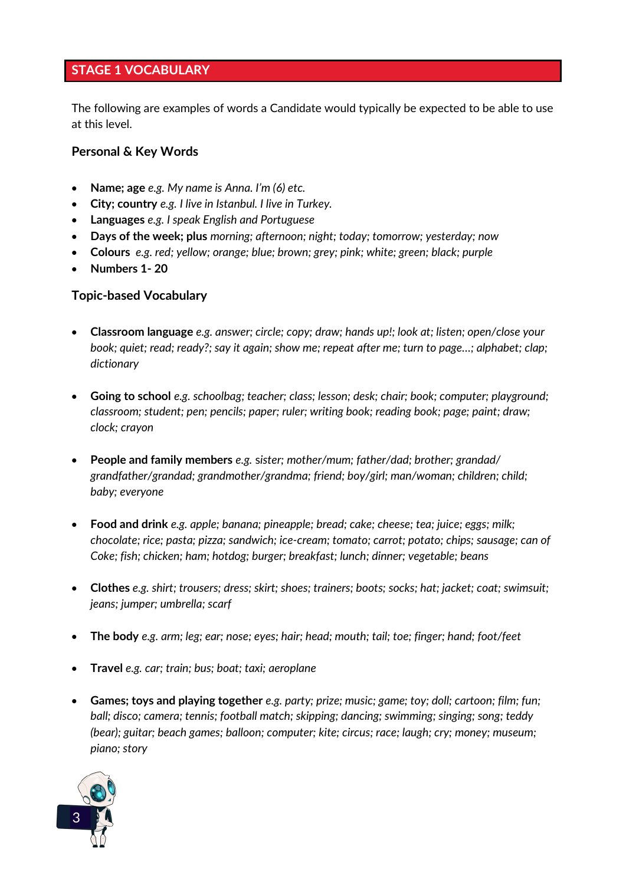## STAGE 1 VOCABULARY

The following are examples of words a Candidate would typically be expected to be able to use at this level.

### Personal & Key Words

- **Name; age** *e.g. My name is Anna. I'm (6) etc.*
- **City; country** *e.g. I live in Istanbul. I live in Turkey.*
- **Languages** *e.g. I speak English and Portuguese*
- **Days of the week; plus** *morning; afternoon; night; today; tomorrow; yesterday; now*
- **Colours** *e.g. red; yellow; orange; blue; brown; grey; pink; white; green; black; purple*
- **Numbers 1- 20**

### Topic-based Vocabulary

- **Classroom language** *e.g. answer; circle; copy; draw; hands up!; look at; listen; open/close your book; quiet; read; ready?; say it again; show me; repeat after me; turn to page…; alphabet; clap; dictionary*

- **Going to school** *e.g. schoolbag; teacher; class; lesson; desk; chair; book; computer; playground; classroom; student; pen; pencils; paper; ruler; writing book; reading book; page; paint; draw; clock; crayon*

- **People and family members** *e.g. sister; mother/mum; father/dad; brother; grandad/ grandfather/grandad; grandmother/grandma; friend; boy/girl; man/woman; children; child; baby; everyone*

- **Food and drink** *e.g. apple; banana; pineapple; bread; cake; cheese; tea; juice; eggs; milk; chocolate; rice; pasta; pizza; sandwich; ice-cream; tomato; carrot; potato; chips; sausage; can of Coke; fish; chicken; ham; hotdog; burger; breakfast; lunch; dinner; vegetable; beans*

- **Clothes** *e.g. shirt; trousers; dress; skirt; shoes; trainers; boots; socks; hat; jacket; coat; swimsuit; jeans; jumper; umbrella; scarf*

- **The body** *e.g. arm; leg; ear; nose; eyes; hair; head; mouth; tail; toe; finger; hand; foot/feet*

- **Travel** *e.g. car; train; bus; boat; taxi; aeroplane*

- **Games; toys and playing together** *e.g. party; prize; music; game; toy; doll; cartoon; film; fun; ball; disco; camera; tennis; football match; skipping; dancing; swimming; singing; song; teddy (bear); guitar; beach games; balloon; computer; kite; circus; race; laugh; cry; money; museum; piano; story*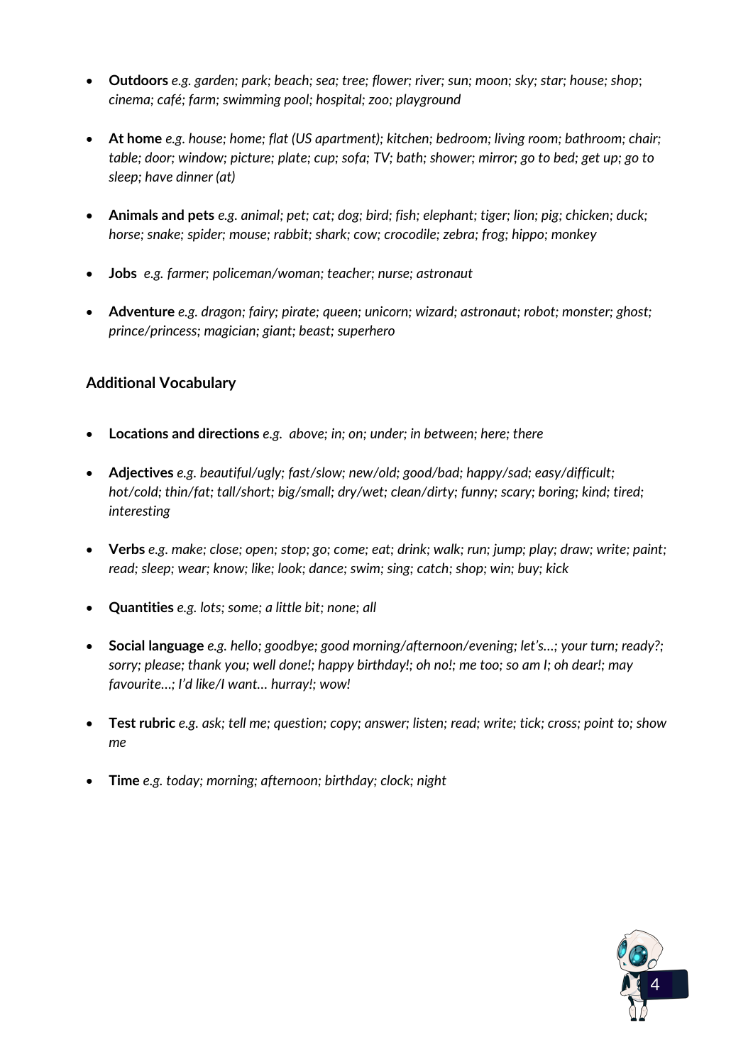- **Outdoors** *e.g. garden; park; beach; sea; tree; flower; river; sun; moon; sky; star; house; shop; cinema; café; farm; swimming pool; hospital; zoo; playground*

- **At home** *e.g. house; home; flat (US apartment); kitchen; bedroom; living room; bathroom; chair; table; door; window; picture; plate; cup; sofa; TV; bath; shower; mirror; go to bed; get up; go to sleep; have dinner (at)*

- **Animals and pets** *e.g. animal; pet; cat; dog; bird; fish; elephant; tiger; lion; pig; chicken; duck; horse; snake; spider; mouse; rabbit; shark; cow; crocodile; zebra; frog; hippo; monkey*

- **Jobs** *e.g. farmer; policeman/woman; teacher; nurse; astronaut*

- **Adventure** *e.g. dragon; fairy; pirate; queen; unicorn; wizard; astronaut; robot; monster; ghost; prince/princess; magician; giant; beast; superhero*

### Additional Vocabulary

- **Locations and directions** *e.g. above; in; on; under; in between; here; there*

- **Adjectives** *e.g. beautiful/ugly; fast/slow; new/old; good/bad; happy/sad; easy/difficult; hot/cold; thin/fat; tall/short; big/small; dry/wet; clean/dirty; funny; scary; boring; kind; tired; interesting*

- **Verbs** *e.g. make; close; open; stop; go; come; eat; drink; walk; run; jump; play; draw; write; paint; read; sleep; wear; know; like; look; dance; swim; sing; catch; shop; win; buy; kick*

- **Quantities** *e.g. lots; some; a little bit; none; all*

- **Social language** *e.g. hello; goodbye; good morning/afternoon/evening; let's…; your turn; ready?; sorry; please; thank you; well done!; happy birthday!; oh no!; me too; so am I; oh dear!; may favourite…; I'd like/I want… hurray!; wow!*

- **Test rubric** *e.g. ask; tell me; question; copy; answer; listen; read; write; tick; cross; point to; show me*

- **Time** *e.g. today; morning; afternoon; birthday; clock; night*